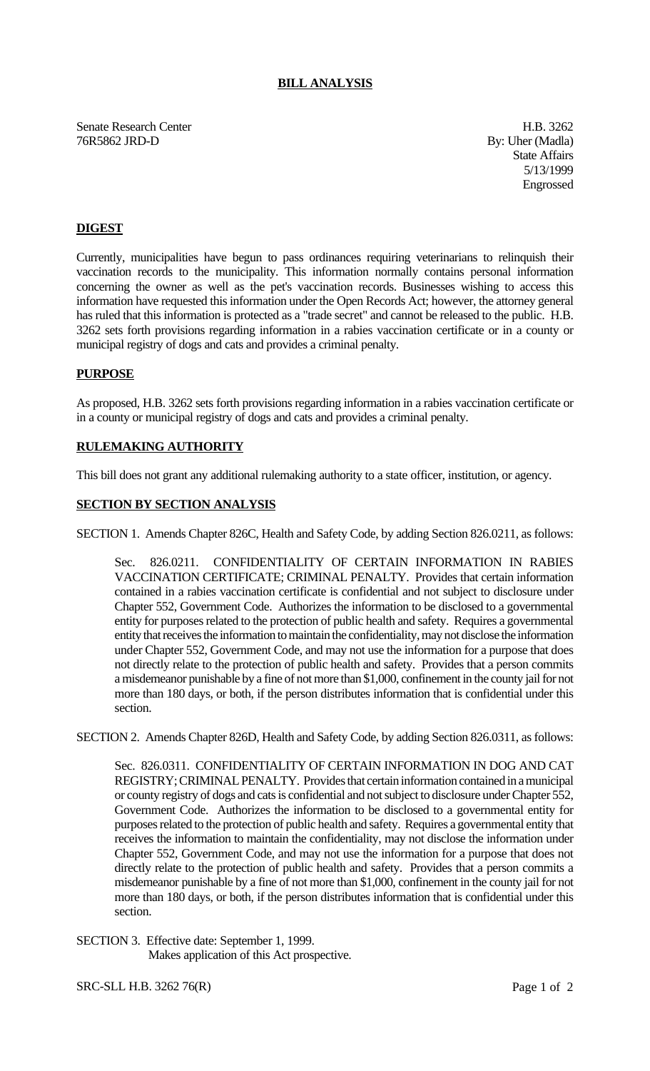# BILL ANALYSIS

Senate Research Center
76R5862 JRD-D

H.B. 3262
By: Uher (Madla)
State Affairs
5/13/1999
Engrossed

## DIGEST

Currently, municipalities have begun to pass ordinances requiring veterinarians to relinquish their vaccination records to the municipality. This information normally contains personal information concerning the owner as well as the pet's vaccination records. Businesses wishing to access this information have requested this information under the Open Records Act; however, the attorney general has ruled that this information is protected as a "trade secret" and cannot be released to the public. H.B. 3262 sets forth provisions regarding information in a rabies vaccination certificate or in a county or municipal registry of dogs and cats and provides a criminal penalty.

## PURPOSE

As proposed, H.B. 3262 sets forth provisions regarding information in a rabies vaccination certificate or in a county or municipal registry of dogs and cats and provides a criminal penalty.

## RULEMAKING AUTHORITY

This bill does not grant any additional rulemaking authority to a state officer, institution, or agency.

## SECTION BY SECTION ANALYSIS

SECTION 1. Amends Chapter 826C, Health and Safety Code, by adding Section 826.0211, as follows:

Sec. 826.0211. CONFIDENTIALITY OF CERTAIN INFORMATION IN RABIES VACCINATION CERTIFICATE; CRIMINAL PENALTY. Provides that certain information contained in a rabies vaccination certificate is confidential and not subject to disclosure under Chapter 552, Government Code. Authorizes the information to be disclosed to a governmental entity for purposes related to the protection of public health and safety. Requires a governmental entity that receives the information to maintain the confidentiality, may not disclose the information under Chapter 552, Government Code, and may not use the information for a purpose that does not directly relate to the protection of public health and safety. Provides that a person commits a misdemeanor punishable by a fine of not more than $1,000, confinement in the county jail for not more than 180 days, or both, if the person distributes information that is confidential under this section.

SECTION 2. Amends Chapter 826D, Health and Safety Code, by adding Section 826.0311, as follows:

Sec. 826.0311. CONFIDENTIALITY OF CERTAIN INFORMATION IN DOG AND CAT REGISTRY; CRIMINAL PENALTY. Provides that certain information contained in a municipal or county registry of dogs and cats is confidential and not subject to disclosure under Chapter 552, Government Code. Authorizes the information to be disclosed to a governmental entity for purposes related to the protection of public health and safety. Requires a governmental entity that receives the information to maintain the confidentiality, may not disclose the information under Chapter 552, Government Code, and may not use the information for a purpose that does not directly relate to the protection of public health and safety. Provides that a person commits a misdemeanor punishable by a fine of not more than $1,000, confinement in the county jail for not more than 180 days, or both, if the person distributes information that is confidential under this section.

SECTION 3. Effective date: September 1, 1999.
Makes application of this Act prospective.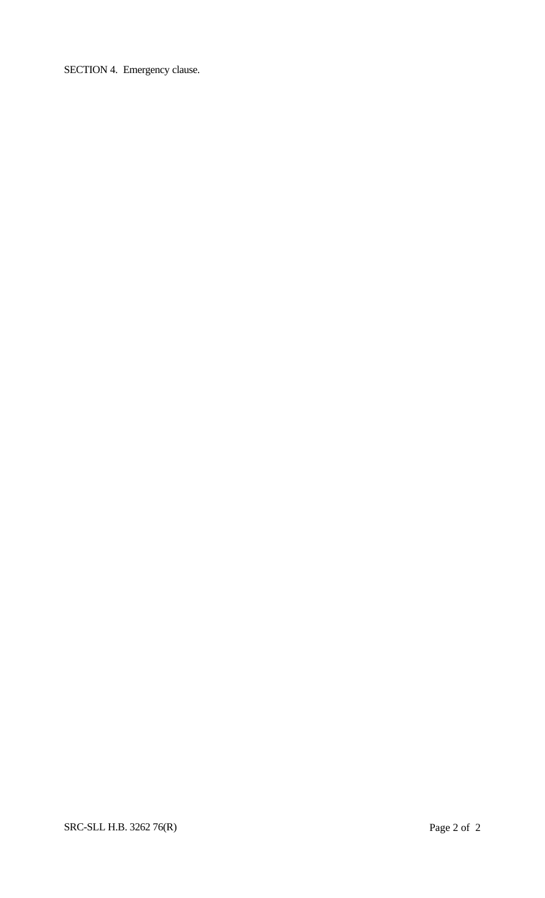SECTION 4. Emergency clause.